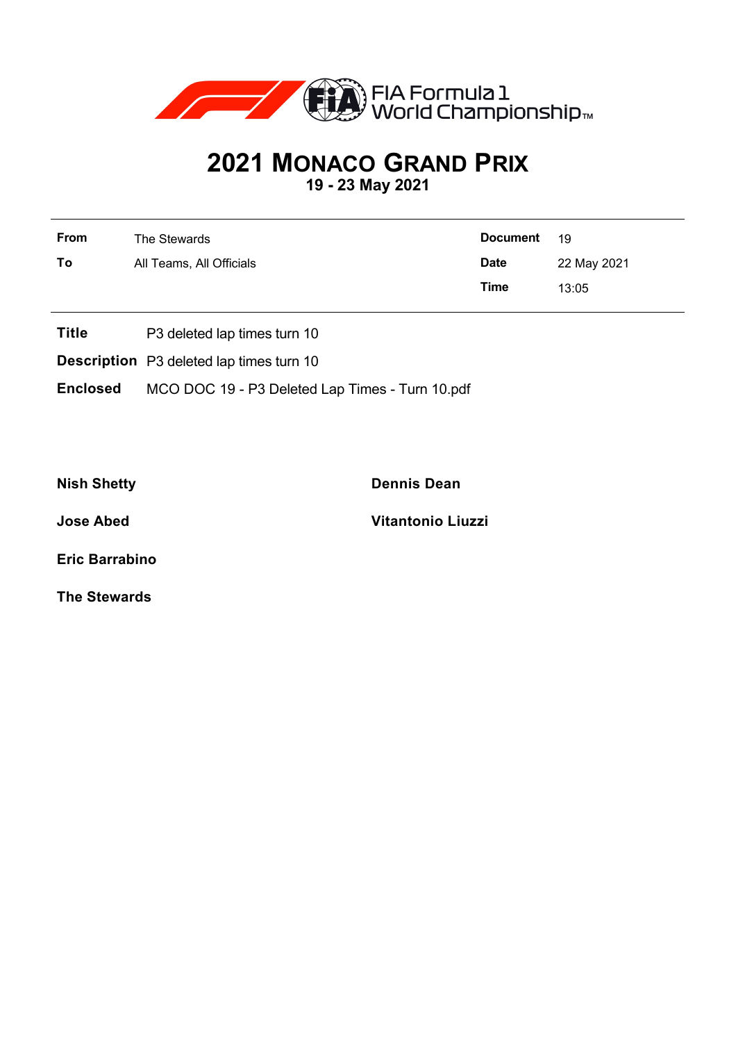# 2021 MONACO GRAND PRIX

**19 - 23 May 2021**

| | | | |
|---|---|---|---|
| **From** | The Stewards | **Document** | 19 |
| **To** | All Teams, All Officials | **Date** | 22 May 2021 |
| | | **Time** | 13:05 |

**Title** P3 deleted lap times turn 10

**Description** P3 deleted lap times turn 10

**Enclosed** MCO DOC 19 - P3 Deleted Lap Times - Turn 10.pdf

**Nish Shetty**

**Dennis Dean**

**Jose Abed**

**Vitantonio Liuzzi**

**Eric Barrabino**

**The Stewards**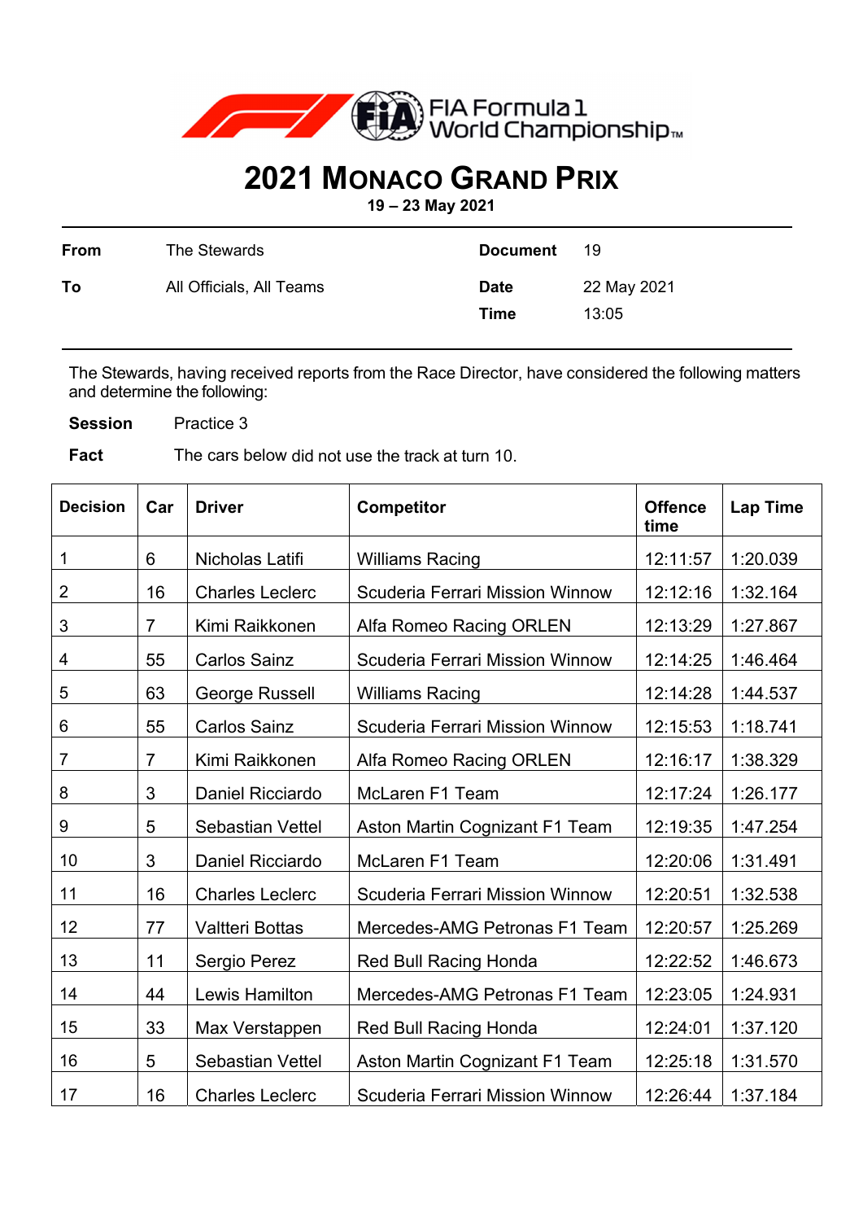# 2021 Monaco Grand Prix

**19 – 23 May 2021**

| **From** | The Stewards | **Document** | 19 |
|---|---|---|---|
| **To** | All Officials, All Teams | **Date** | 22 May 2021 |
| | | **Time** | 13:05 |

The Stewards, having received reports from the Race Director, have considered the following matters and determine the following:

**Session** Practice 3

**Fact** The cars below did not use the track at turn 10.

| Decision | Car | Driver | Competitor | Offence time | Lap Time |
|---|---|---|---|---|---|
| 1 | 6 | Nicholas Latifi | Williams Racing | 12:11:57 | 1:20.039 |
| 2 | 16 | Charles Leclerc | Scuderia Ferrari Mission Winnow | 12:12:16 | 1:32.164 |
| 3 | 7 | Kimi Raikkonen | Alfa Romeo Racing ORLEN | 12:13:29 | 1:27.867 |
| 4 | 55 | Carlos Sainz | Scuderia Ferrari Mission Winnow | 12:14:25 | 1:46.464 |
| 5 | 63 | George Russell | Williams Racing | 12:14:28 | 1:44.537 |
| 6 | 55 | Carlos Sainz | Scuderia Ferrari Mission Winnow | 12:15:53 | 1:18.741 |
| 7 | 7 | Kimi Raikkonen | Alfa Romeo Racing ORLEN | 12:16:17 | 1:38.329 |
| 8 | 3 | Daniel Ricciardo | McLaren F1 Team | 12:17:24 | 1:26.177 |
| 9 | 5 | Sebastian Vettel | Aston Martin Cognizant F1 Team | 12:19:35 | 1:47.254 |
| 10 | 3 | Daniel Ricciardo | McLaren F1 Team | 12:20:06 | 1:31.491 |
| 11 | 16 | Charles Leclerc | Scuderia Ferrari Mission Winnow | 12:20:51 | 1:32.538 |
| 12 | 77 | Valtteri Bottas | Mercedes-AMG Petronas F1 Team | 12:20:57 | 1:25.269 |
| 13 | 11 | Sergio Perez | Red Bull Racing Honda | 12:22:52 | 1:46.673 |
| 14 | 44 | Lewis Hamilton | Mercedes-AMG Petronas F1 Team | 12:23:05 | 1:24.931 |
| 15 | 33 | Max Verstappen | Red Bull Racing Honda | 12:24:01 | 1:37.120 |
| 16 | 5 | Sebastian Vettel | Aston Martin Cognizant F1 Team | 12:25:18 | 1:31.570 |
| 17 | 16 | Charles Leclerc | Scuderia Ferrari Mission Winnow | 12:26:44 | 1:37.184 |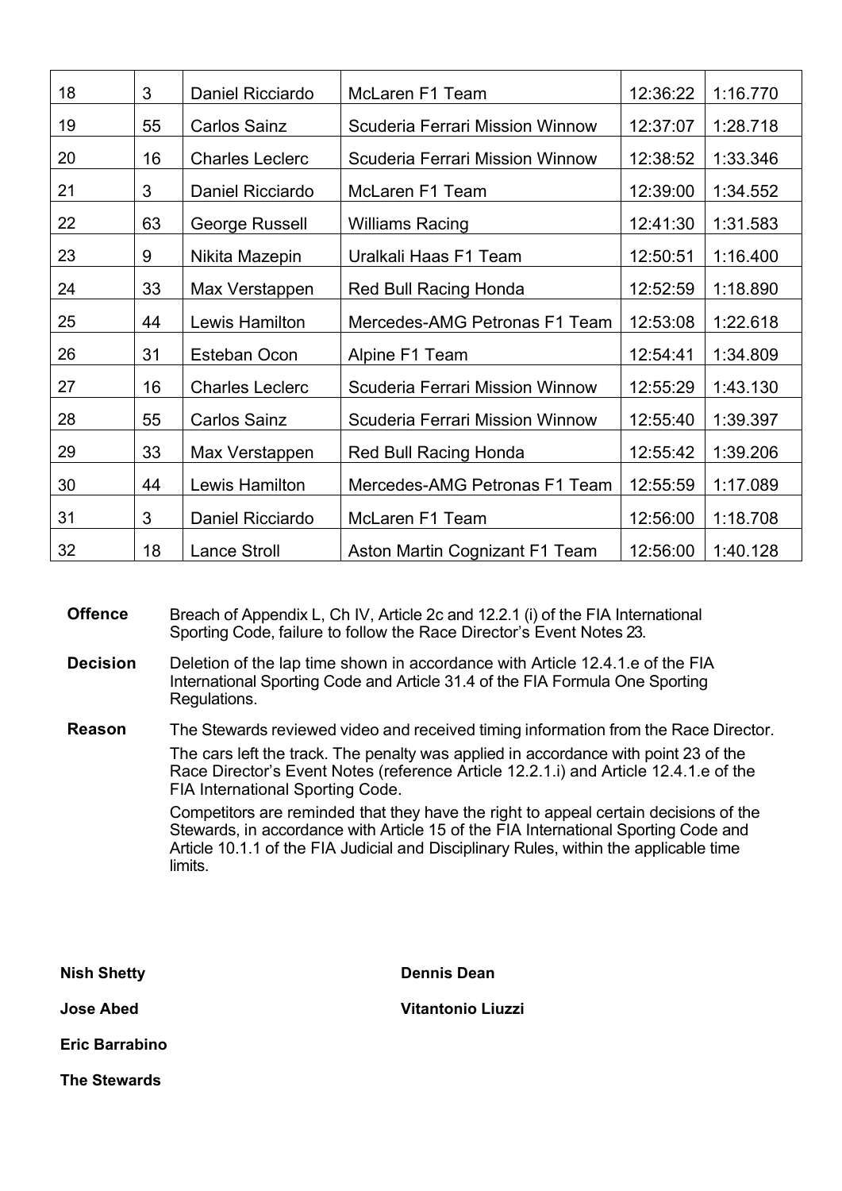| | | | | | |
|---|---|---|---|---|---|
| 18 | 3 | Daniel Ricciardo | McLaren F1 Team | 12:36:22 | 1:16.770 |
| 19 | 55 | Carlos Sainz | Scuderia Ferrari Mission Winnow | 12:37:07 | 1:28.718 |
| 20 | 16 | Charles Leclerc | Scuderia Ferrari Mission Winnow | 12:38:52 | 1:33.346 |
| 21 | 3 | Daniel Ricciardo | McLaren F1 Team | 12:39:00 | 1:34.552 |
| 22 | 63 | George Russell | Williams Racing | 12:41:30 | 1:31.583 |
| 23 | 9 | Nikita Mazepin | Uralkali Haas F1 Team | 12:50:51 | 1:16.400 |
| 24 | 33 | Max Verstappen | Red Bull Racing Honda | 12:52:59 | 1:18.890 |
| 25 | 44 | Lewis Hamilton | Mercedes-AMG Petronas F1 Team | 12:53:08 | 1:22.618 |
| 26 | 31 | Esteban Ocon | Alpine F1 Team | 12:54:41 | 1:34.809 |
| 27 | 16 | Charles Leclerc | Scuderia Ferrari Mission Winnow | 12:55:29 | 1:43.130 |
| 28 | 55 | Carlos Sainz | Scuderia Ferrari Mission Winnow | 12:55:40 | 1:39.397 |
| 29 | 33 | Max Verstappen | Red Bull Racing Honda | 12:55:42 | 1:39.206 |
| 30 | 44 | Lewis Hamilton | Mercedes-AMG Petronas F1 Team | 12:55:59 | 1:17.089 |
| 31 | 3 | Daniel Ricciardo | McLaren F1 Team | 12:56:00 | 1:18.708 |
| 32 | 18 | Lance Stroll | Aston Martin Cognizant F1 Team | 12:56:00 | 1:40.128 |

**Offence** Breach of Appendix L, Ch IV, Article 2c and 12.2.1 (i) of the FIA International Sporting Code, failure to follow the Race Director's Event Notes 23.

**Decision** Deletion of the lap time shown in accordance with Article 12.4.1.e of the FIA International Sporting Code and Article 31.4 of the FIA Formula One Sporting Regulations.

**Reason** The Stewards reviewed video and received timing information from the Race Director.

The cars left the track. The penalty was applied in accordance with point 23 of the Race Director's Event Notes (reference Article 12.2.1.i) and Article 12.4.1.e of the FIA International Sporting Code.

Competitors are reminded that they have the right to appeal certain decisions of the Stewards, in accordance with Article 15 of the FIA International Sporting Code and Article 10.1.1 of the FIA Judicial and Disciplinary Rules, within the applicable time limits.

**Nish Shetty**

**Jose Abed**

**Eric Barrabino**

**The Stewards**

**Dennis Dean**

**Vitantonio Liuzzi**